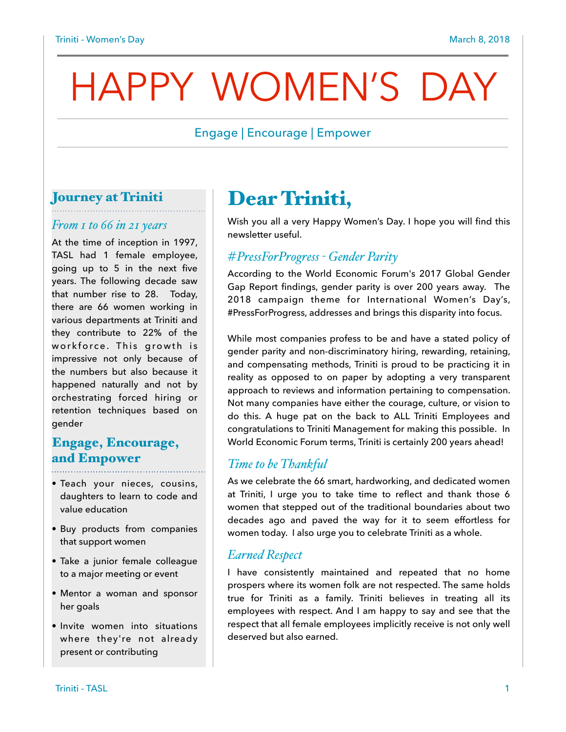# HAPPY WOMEN'S DAY

Engage | Encourage | Empower

## Journey at Triniti

### *From 1 to 66 in 21 years*

At the time of inception in 1997, TASL had 1 female employee, going up to 5 in the next five years. The following decade saw that number rise to 28. Today, there are 66 women working in various departments at Triniti and they contribute to 22% of the workforce. This growth is impressive not only because of the numbers but also because it happened naturally and not by orchestrating forced hiring or retention techniques based on gender

## Engage, Encourage, and Empower

- Teach your nieces, cousins, daughters to learn to code and value education
- Buy products from companies that support women
- Take a junior female colleague to a major meeting or event
- Mentor a woman and sponsor her goals
- Invite women into situations where they're not already present or contributing

## Dear Triniti,

Wish you all a very Happy Women's Day. I hope you will find this newsletter useful.

### *#PressForProgress - Gender Parity*

According to the World Economic Forum's 2017 Global Gender Gap Report findings, gender parity is over 200 years away. The 2018 campaign theme for International Women's Day's, #PressForProgress, addresses and brings this disparity into focus.

While most companies profess to be and have a stated policy of gender parity and non-discriminatory hiring, rewarding, retaining, and compensating methods, Triniti is proud to be practicing it in reality as opposed to on paper by adopting a very transparent approach to reviews and information pertaining to compensation. Not many companies have either the courage, culture, or vision to do this. A huge pat on the back to ALL Triniti Employees and congratulations to Triniti Management for making this possible. In World Economic Forum terms, Triniti is certainly 200 years ahead!

### *Time to be Thankful*

As we celebrate the 66 smart, hardworking, and dedicated women at Triniti, I urge you to take time to reflect and thank those 6 women that stepped out of the traditional boundaries about two decades ago and paved the way for it to seem effortless for women today. I also urge you to celebrate Triniti as a whole.

### *Earned Respect*

I have consistently maintained and repeated that no home prospers where its women folk are not respected. The same holds true for Triniti as a family. Triniti believes in treating all its employees with respect. And I am happy to say and see that the respect that all female employees implicitly receive is not only well deserved but also earned.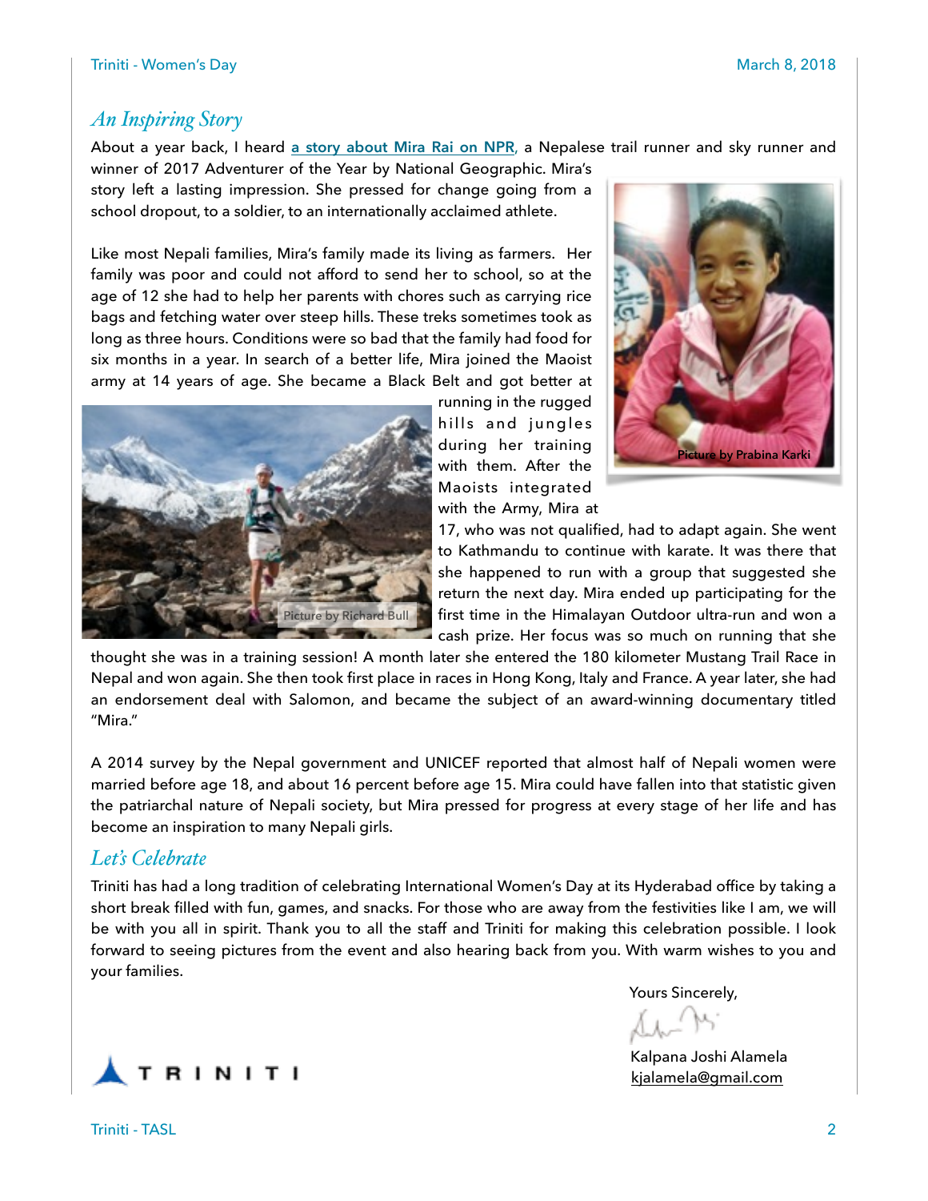## *An Inspiring Story*

About a year back, I heard [a story about Mira Rai on NPR](), a Nepalese trail runner and sky runner and winner of 2017 Adventurer of the Year by National Geographic. Mira's story left a lasting impression. She pressed for change going from a school dropout, to a soldier, to an internationally acclaimed athlete.

Picture by Prabina Karki

Like most Nepali families, Mira's family made its living as farmers. Her family was poor and could not afford to send her to school, so at the age of 12 she had to help her parents with chores such as carrying rice bags and fetching water over steep hills. These treks sometimes took as long as three hours. Conditions were so bad that the family had food for six months in a year. In search of a better life, Mira joined the Maoist army at 14 years of age. She became a Black Belt and got better at running in the rugged hills and jungles during her training with them. After the Maoists integrated with the Army, Mira at 17, who was not qualified, had to adapt again. She went to Kathmandu to continue with karate. It was there that she happened to run with a group that suggested she return the next day. Mira ended up participating for the first time in the Himalayan Outdoor ultra-run and won a cash prize. Her focus was so much on running that she thought she was in a training session! A month later she entered the 180 kilometer Mustang Trail Race in Nepal and won again. She then took first place in races in Hong Kong, Italy and France. A year later, she had an endorsement deal with Salomon, and became the subject of an award-winning documentary titled "Mira."

Picture by Richard Bull

A 2014 survey by the Nepal government and UNICEF reported that almost half of Nepali women were married before age 18, and about 16 percent before age 15. Mira could have fallen into that statistic given the patriarchal nature of Nepali society, but Mira pressed for progress at every stage of her life and has become an inspiration to many Nepali girls.

## *Let's Celebrate*

Triniti has had a long tradition of celebrating International Women's Day at its Hyderabad office by taking a short break filled with fun, games, and snacks. For those who are away from the festivities like I am, we will be with you all in spirit. Thank you to all the staff and Triniti for making this celebration possible. I look forward to seeing pictures from the event and also hearing back from you. With warm wishes to you and your families.

Yours Sincerely,

Kalpana Joshi Alamela
kjalamela@gmail.com

TRINITI